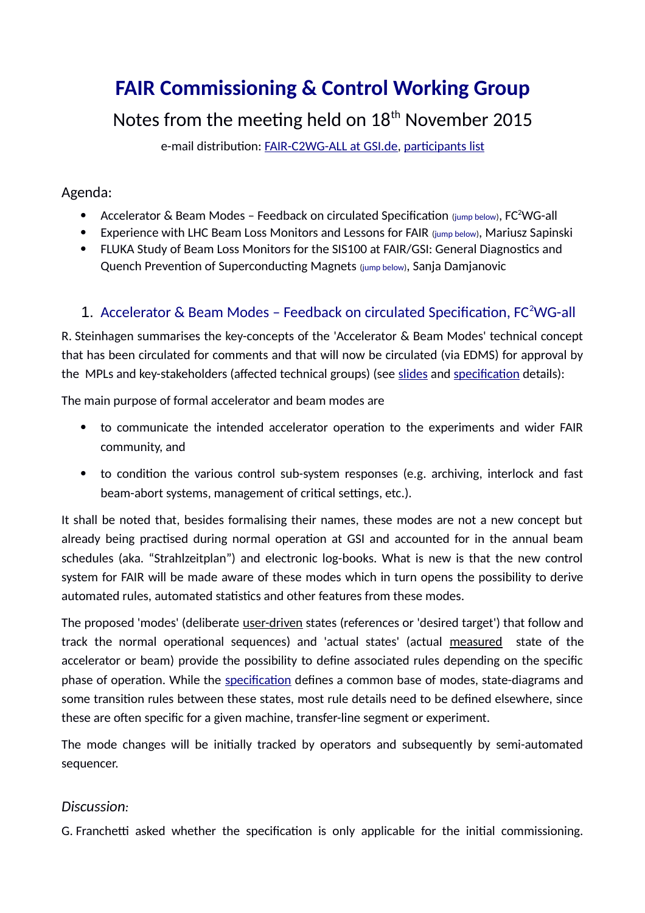# FAIR Commissioning & Control Working Group

## Notes from the meeting held on 18th November 2015

e-mail distribution: FAIR-C2WG-ALL at GSI.de, participants list

Agenda:

- Accelerator & Beam Modes – Feedback on circulated Specification (jump below), FC$^2$WG-all
- Experience with LHC Beam Loss Monitors and Lessons for FAIR (jump below), Mariusz Sapinski
- FLUKA Study of Beam Loss Monitors for the SIS100 at FAIR/GSI: General Diagnostics and Quench Prevention of Superconducting Magnets (jump below), Sanja Damjanovic

### 1. Accelerator & Beam Modes – Feedback on circulated Specification, FC$^2$WG-all

R. Steinhagen summarises the key-concepts of the 'Accelerator & Beam Modes' technical concept that has been circulated for comments and that will now be circulated (via EDMS) for approval by the MPLs and key-stakeholders (affected technical groups) (see slides and specification details):

The main purpose of formal accelerator and beam modes are

- to communicate the intended accelerator operation to the experiments and wider FAIR community, and
- to condition the various control sub-system responses (e.g. archiving, interlock and fast beam-abort systems, management of critical settings, etc.).

It shall be noted that, besides formalising their names, these modes are not a new concept but already being practised during normal operation at GSI and accounted for in the annual beam schedules (aka. "Strahlzeitplan") and electronic log-books. What is new is that the new control system for FAIR will be made aware of these modes which in turn opens the possibility to derive automated rules, automated statistics and other features from these modes.

The proposed 'modes' (deliberate user-driven states (references or 'desired target') that follow and track the normal operational sequences) and 'actual states' (actual measured state of the accelerator or beam) provide the possibility to define associated rules depending on the specific phase of operation. While the specification defines a common base of modes, state-diagrams and some transition rules between these states, most rule details need to be defined elsewhere, since these are often specific for a given machine, transfer-line segment or experiment.

The mode changes will be initially tracked by operators and subsequently by semi-automated sequencer.

*Discussion:*

G. Franchetti asked whether the specification is only applicable for the initial commissioning.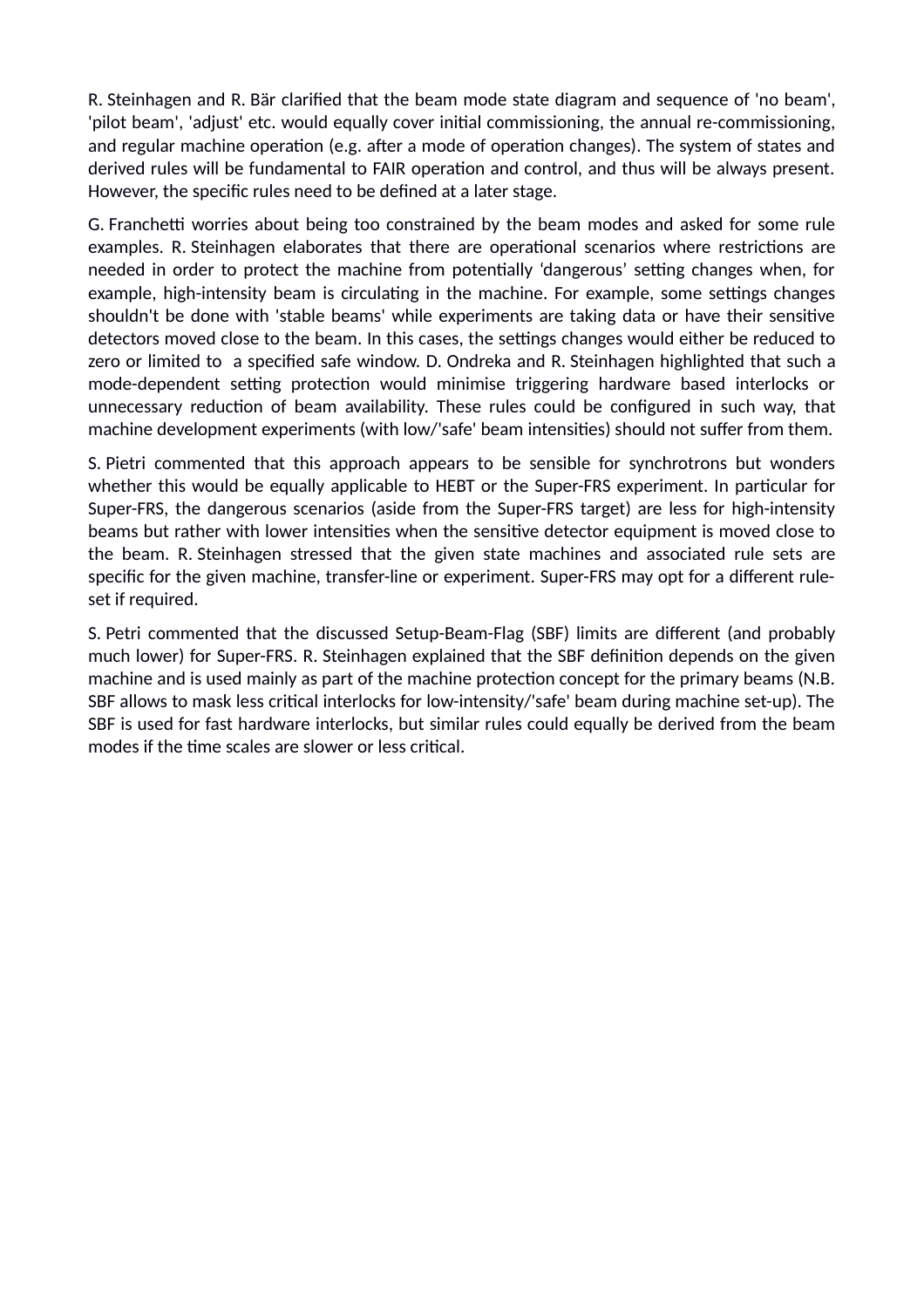R. Steinhagen and R. Bär clarified that the beam mode state diagram and sequence of 'no beam', 'pilot beam', 'adjust' etc. would equally cover initial commissioning, the annual re-commissioning, and regular machine operation (e.g. after a mode of operation changes). The system of states and derived rules will be fundamental to FAIR operation and control, and thus will be always present. However, the specific rules need to be defined at a later stage.

G. Franchetti worries about being too constrained by the beam modes and asked for some rule examples. R. Steinhagen elaborates that there are operational scenarios where restrictions are needed in order to protect the machine from potentially 'dangerous' setting changes when, for example, high-intensity beam is circulating in the machine. For example, some settings changes shouldn't be done with 'stable beams' while experiments are taking data or have their sensitive detectors moved close to the beam. In this cases, the settings changes would either be reduced to zero or limited to a specified safe window. D. Ondreka and R. Steinhagen highlighted that such a mode-dependent setting protection would minimise triggering hardware based interlocks or unnecessary reduction of beam availability. These rules could be configured in such way, that machine development experiments (with low/'safe' beam intensities) should not suffer from them.

S. Pietri commented that this approach appears to be sensible for synchrotrons but wonders whether this would be equally applicable to HEBT or the Super-FRS experiment. In particular for Super-FRS, the dangerous scenarios (aside from the Super-FRS target) are less for high-intensity beams but rather with lower intensities when the sensitive detector equipment is moved close to the beam. R. Steinhagen stressed that the given state machines and associated rule sets are specific for the given machine, transfer-line or experiment. Super-FRS may opt for a different rule-set if required.

S. Petri commented that the discussed Setup-Beam-Flag (SBF) limits are different (and probably much lower) for Super-FRS. R. Steinhagen explained that the SBF definition depends on the given machine and is used mainly as part of the machine protection concept for the primary beams (N.B. SBF allows to mask less critical interlocks for low-intensity/'safe' beam during machine set-up). The SBF is used for fast hardware interlocks, but similar rules could equally be derived from the beam modes if the time scales are slower or less critical.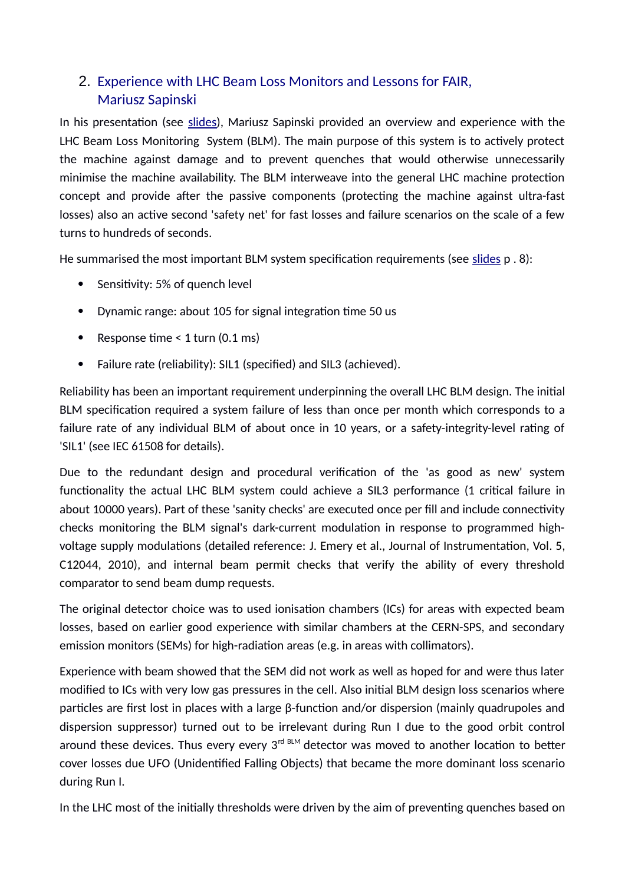2. Experience with LHC Beam Loss Monitors and Lessons for FAIR, Mariusz Sapinski

In his presentation (see slides), Mariusz Sapinski provided an overview and experience with the LHC Beam Loss Monitoring System (BLM). The main purpose of this system is to actively protect the machine against damage and to prevent quenches that would otherwise unnecessarily minimise the machine availability. The BLM interweave into the general LHC machine protection concept and provide after the passive components (protecting the machine against ultra-fast losses) also an active second 'safety net' for fast losses and failure scenarios on the scale of a few turns to hundreds of seconds.

He summarised the most important BLM system specification requirements (see slides p . 8):

- Sensitivity: 5% of quench level
- Dynamic range: about 105 for signal integration time 50 us
- Response time < 1 turn (0.1 ms)
- Failure rate (reliability): SIL1 (specified) and SIL3 (achieved).

Reliability has been an important requirement underpinning the overall LHC BLM design. The initial BLM specification required a system failure of less than once per month which corresponds to a failure rate of any individual BLM of about once in 10 years, or a safety-integrity-level rating of 'SIL1' (see IEC 61508 for details).

Due to the redundant design and procedural verification of the 'as good as new' system functionality the actual LHC BLM system could achieve a SIL3 performance (1 critical failure in about 10000 years). Part of these 'sanity checks' are executed once per fill and include connectivity checks monitoring the BLM signal's dark-current modulation in response to programmed high-voltage supply modulations (detailed reference: J. Emery et al., Journal of Instrumentation, Vol. 5, C12044, 2010), and internal beam permit checks that verify the ability of every threshold comparator to send beam dump requests.

The original detector choice was to used ionisation chambers (ICs) for areas with expected beam losses, based on earlier good experience with similar chambers at the CERN-SPS, and secondary emission monitors (SEMs) for high-radiation areas (e.g. in areas with collimators).

Experience with beam showed that the SEM did not work as well as hoped for and were thus later modified to ICs with very low gas pressures in the cell. Also initial BLM design loss scenarios where particles are first lost in places with a large β-function and/or dispersion (mainly quadrupoles and dispersion suppressor) turned out to be irrelevant during Run I due to the good orbit control around these devices. Thus every every 3rd BLM detector was moved to another location to better cover losses due UFO (Unidentified Falling Objects) that became the more dominant loss scenario during Run I.

In the LHC most of the initially thresholds were driven by the aim of preventing quenches based on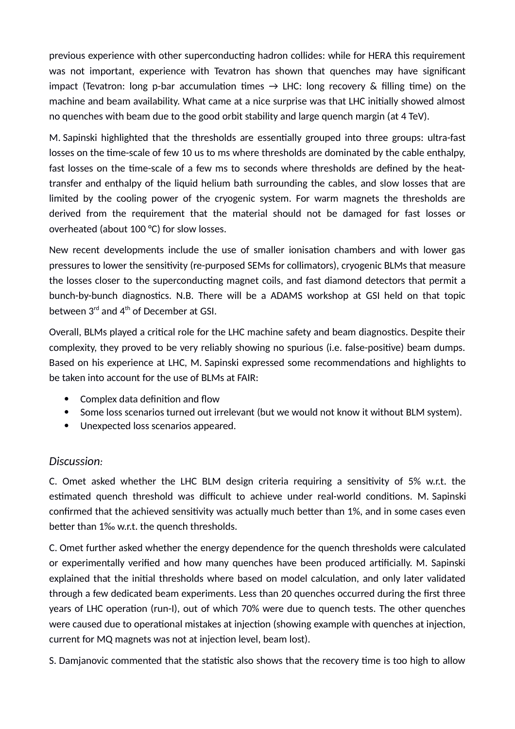previous experience with other superconducting hadron collides: while for HERA this requirement was not important, experience with Tevatron has shown that quenches may have significant impact (Tevatron: long p-bar accumulation times → LHC: long recovery & filling time) on the machine and beam availability. What came at a nice surprise was that LHC initially showed almost no quenches with beam due to the good orbit stability and large quench margin (at 4 TeV).

M. Sapinski highlighted that the thresholds are essentially grouped into three groups: ultra-fast losses on the time-scale of few 10 us to ms where thresholds are dominated by the cable enthalpy, fast losses on the time-scale of a few ms to seconds where thresholds are defined by the heat-transfer and enthalpy of the liquid helium bath surrounding the cables, and slow losses that are limited by the cooling power of the cryogenic system. For warm magnets the thresholds are derived from the requirement that the material should not be damaged for fast losses or overheated (about 100 °C) for slow losses.

New recent developments include the use of smaller ionisation chambers and with lower gas pressures to lower the sensitivity (re-purposed SEMs for collimators), cryogenic BLMs that measure the losses closer to the superconducting magnet coils, and fast diamond detectors that permit a bunch-by-bunch diagnostics. N.B. There will be a ADAMS workshop at GSI held on that topic between 3rd and 4th of December at GSI.

Overall, BLMs played a critical role for the LHC machine safety and beam diagnostics. Despite their complexity, they proved to be very reliably showing no spurious (i.e. false-positive) beam dumps. Based on his experience at LHC, M. Sapinski expressed some recommendations and highlights to be taken into account for the use of BLMs at FAIR:

- Complex data definition and flow
- Some loss scenarios turned out irrelevant (but we would not know it without BLM system).
- Unexpected loss scenarios appeared.

*Discussion:*

C. Omet asked whether the LHC BLM design criteria requiring a sensitivity of 5% w.r.t. the estimated quench threshold was difficult to achieve under real-world conditions. M. Sapinski confirmed that the achieved sensitivity was actually much better than 1%, and in some cases even better than 1‰ w.r.t. the quench thresholds.

C. Omet further asked whether the energy dependence for the quench thresholds were calculated or experimentally verified and how many quenches have been produced artificially. M. Sapinski explained that the initial thresholds where based on model calculation, and only later validated through a few dedicated beam experiments. Less than 20 quenches occurred during the first three years of LHC operation (run-I), out of which 70% were due to quench tests. The other quenches were caused due to operational mistakes at injection (showing example with quenches at injection, current for MQ magnets was not at injection level, beam lost).

S. Damjanovic commented that the statistic also shows that the recovery time is too high to allow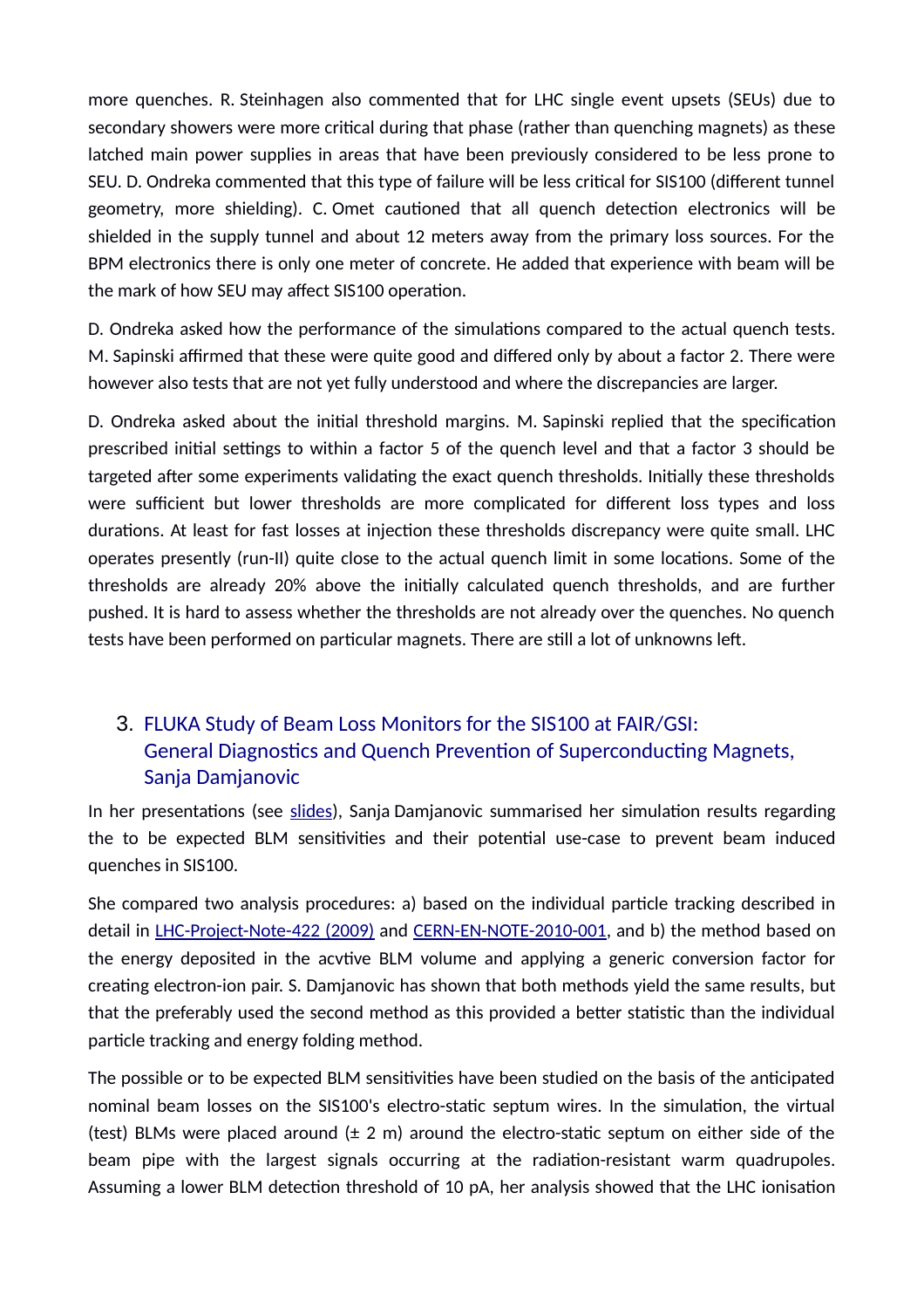more quenches. R. Steinhagen also commented that for LHC single event upsets (SEUs) due to secondary showers were more critical during that phase (rather than quenching magnets) as these latched main power supplies in areas that have been previously considered to be less prone to SEU. D. Ondreka commented that this type of failure will be less critical for SIS100 (different tunnel geometry, more shielding). C. Omet cautioned that all quench detection electronics will be shielded in the supply tunnel and about 12 meters away from the primary loss sources. For the BPM electronics there is only one meter of concrete. He added that experience with beam will be the mark of how SEU may affect SIS100 operation.

D. Ondreka asked how the performance of the simulations compared to the actual quench tests. M. Sapinski affirmed that these were quite good and differed only by about a factor 2. There were however also tests that are not yet fully understood and where the discrepancies are larger.

D. Ondreka asked about the initial threshold margins. M. Sapinski replied that the specification prescribed initial settings to within a factor 5 of the quench level and that a factor 3 should be targeted after some experiments validating the exact quench thresholds. Initially these thresholds were sufficient but lower thresholds are more complicated for different loss types and loss durations. At least for fast losses at injection these thresholds discrepancy were quite small. LHC operates presently (run-II) quite close to the actual quench limit in some locations. Some of the thresholds are already 20% above the initially calculated quench thresholds, and are further pushed. It is hard to assess whether the thresholds are not already over the quenches. No quench tests have been performed on particular magnets. There are still a lot of unknowns left.

## 3. FLUKA Study of Beam Loss Monitors for the SIS100 at FAIR/GSI: General Diagnostics and Quench Prevention of Superconducting Magnets, Sanja Damjanovic

In her presentations (see slides), Sanja Damjanovic summarised her simulation results regarding the to be expected BLM sensitivities and their potential use-case to prevent beam induced quenches in SIS100.

She compared two analysis procedures: a) based on the individual particle tracking described in detail in LHC-Project-Note-422 (2009) and CERN-EN-NOTE-2010-001, and b) the method based on the energy deposited in the acvtive BLM volume and applying a generic conversion factor for creating electron-ion pair. S. Damjanovic has shown that both methods yield the same results, but that the preferably used the second method as this provided a better statistic than the individual particle tracking and energy folding method.

The possible or to be expected BLM sensitivities have been studied on the basis of the anticipated nominal beam losses on the SIS100's electro-static septum wires. In the simulation, the virtual (test) BLMs were placed around (± 2 m) around the electro-static septum on either side of the beam pipe with the largest signals occurring at the radiation-resistant warm quadrupoles. Assuming a lower BLM detection threshold of 10 pA, her analysis showed that the LHC ionisation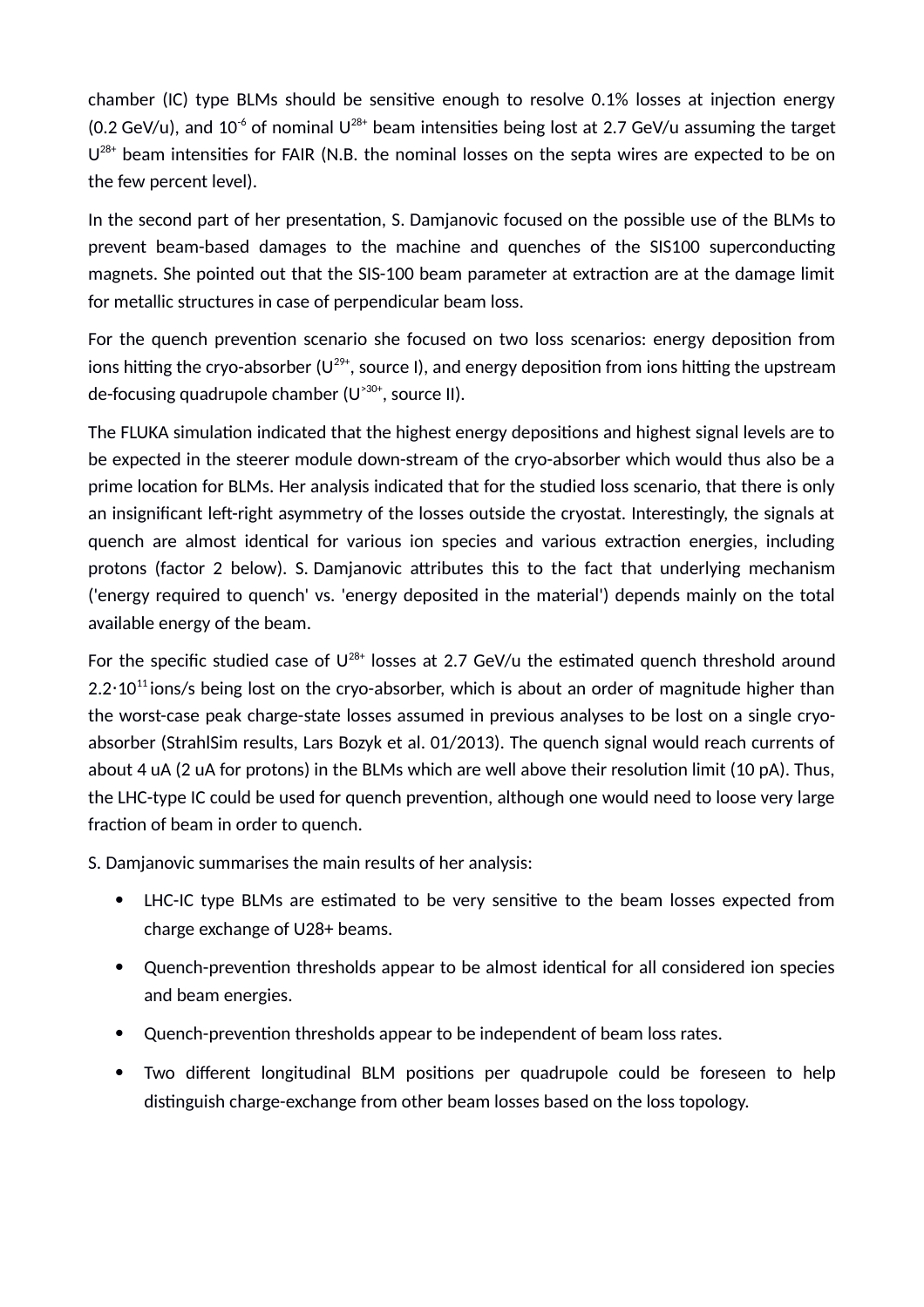chamber (IC) type BLMs should be sensitive enough to resolve 0.1% losses at injection energy (0.2 GeV/u), and $10^{-6}$ of nominal $U^{28+}$ beam intensities being lost at 2.7 GeV/u assuming the target $U^{28+}$ beam intensities for FAIR (N.B. the nominal losses on the septa wires are expected to be on the few percent level).

In the second part of her presentation, S. Damjanovic focused on the possible use of the BLMs to prevent beam-based damages to the machine and quenches of the SIS100 superconducting magnets. She pointed out that the SIS-100 beam parameter at extraction are at the damage limit for metallic structures in case of perpendicular beam loss.

For the quench prevention scenario she focused on two loss scenarios: energy deposition from ions hitting the cryo-absorber ($U^{29+}$, source I), and energy deposition from ions hitting the upstream de-focusing quadrupole chamber ($U^{>30+}$, source II).

The FLUKA simulation indicated that the highest energy depositions and highest signal levels are to be expected in the steerer module down-stream of the cryo-absorber which would thus also be a prime location for BLMs. Her analysis indicated that for the studied loss scenario, that there is only an insignificant left-right asymmetry of the losses outside the cryostat. Interestingly, the signals at quench are almost identical for various ion species and various extraction energies, including protons (factor 2 below). S. Damjanovic attributes this to the fact that underlying mechanism ('energy required to quench' vs. 'energy deposited in the material') depends mainly on the total available energy of the beam.

For the specific studied case of $U^{28+}$ losses at 2.7 GeV/u the estimated quench threshold around $2.2 \cdot 10^{11}$ ions/s being lost on the cryo-absorber, which is about an order of magnitude higher than the worst-case peak charge-state losses assumed in previous analyses to be lost on a single cryo-absorber (StrahlSim results, Lars Bozyk et al. 01/2013). The quench signal would reach currents of about 4 uA (2 uA for protons) in the BLMs which are well above their resolution limit (10 pA). Thus, the LHC-type IC could be used for quench prevention, although one would need to loose very large fraction of beam in order to quench.

S. Damjanovic summarises the main results of her analysis:

- LHC-IC type BLMs are estimated to be very sensitive to the beam losses expected from charge exchange of U28+ beams.
- Quench-prevention thresholds appear to be almost identical for all considered ion species and beam energies.
- Quench-prevention thresholds appear to be independent of beam loss rates.
- Two different longitudinal BLM positions per quadrupole could be foreseen to help distinguish charge-exchange from other beam losses based on the loss topology.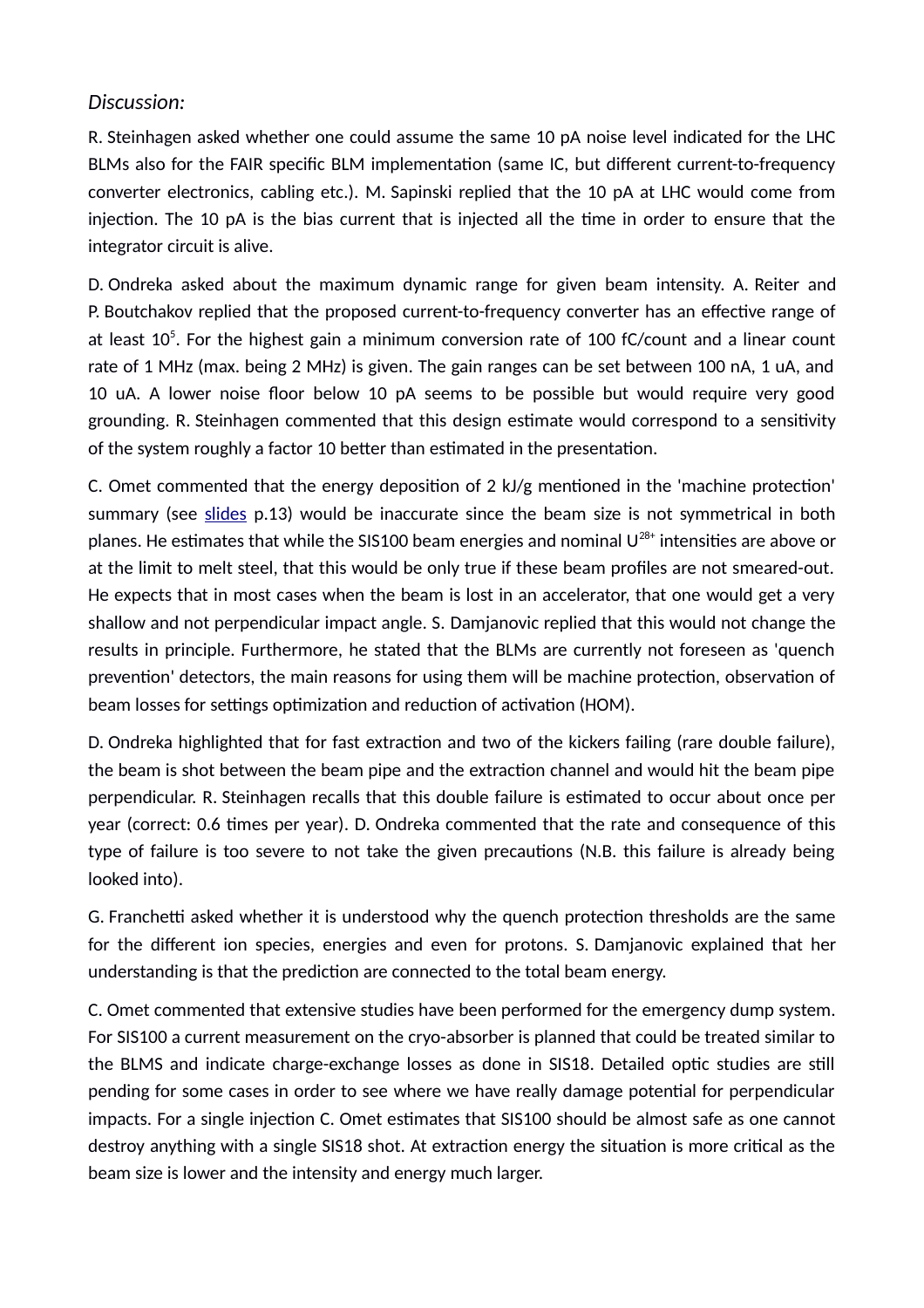*Discussion:*

R. Steinhagen asked whether one could assume the same 10 pA noise level indicated for the LHC BLMs also for the FAIR specific BLM implementation (same IC, but different current-to-frequency converter electronics, cabling etc.). M. Sapinski replied that the 10 pA at LHC would come from injection. The 10 pA is the bias current that is injected all the time in order to ensure that the integrator circuit is alive.

D. Ondreka asked about the maximum dynamic range for given beam intensity. A. Reiter and P. Boutchakov replied that the proposed current-to-frequency converter has an effective range of at least $10^5$. For the highest gain a minimum conversion rate of 100 fC/count and a linear count rate of 1 MHz (max. being 2 MHz) is given. The gain ranges can be set between 100 nA, 1 uA, and 10 uA. A lower noise floor below 10 pA seems to be possible but would require very good grounding. R. Steinhagen commented that this design estimate would correspond to a sensitivity of the system roughly a factor 10 better than estimated in the presentation.

C. Omet commented that the energy deposition of 2 kJ/g mentioned in the 'machine protection' summary (see slides p.13) would be inaccurate since the beam size is not symmetrical in both planes. He estimates that while the SIS100 beam energies and nominal $U^{28+}$ intensities are above or at the limit to melt steel, that this would be only true if these beam profiles are not smeared-out. He expects that in most cases when the beam is lost in an accelerator, that one would get a very shallow and not perpendicular impact angle. S. Damjanovic replied that this would not change the results in principle. Furthermore, he stated that the BLMs are currently not foreseen as 'quench prevention' detectors, the main reasons for using them will be machine protection, observation of beam losses for settings optimization and reduction of activation (HOM).

D. Ondreka highlighted that for fast extraction and two of the kickers failing (rare double failure), the beam is shot between the beam pipe and the extraction channel and would hit the beam pipe perpendicular. R. Steinhagen recalls that this double failure is estimated to occur about once per year (correct: 0.6 times per year). D. Ondreka commented that the rate and consequence of this type of failure is too severe to not take the given precautions (N.B. this failure is already being looked into).

G. Franchetti asked whether it is understood why the quench protection thresholds are the same for the different ion species, energies and even for protons. S. Damjanovic explained that her understanding is that the prediction are connected to the total beam energy.

C. Omet commented that extensive studies have been performed for the emergency dump system. For SIS100 a current measurement on the cryo-absorber is planned that could be treated similar to the BLMS and indicate charge-exchange losses as done in SIS18. Detailed optic studies are still pending for some cases in order to see where we have really damage potential for perpendicular impacts. For a single injection C. Omet estimates that SIS100 should be almost safe as one cannot destroy anything with a single SIS18 shot. At extraction energy the situation is more critical as the beam size is lower and the intensity and energy much larger.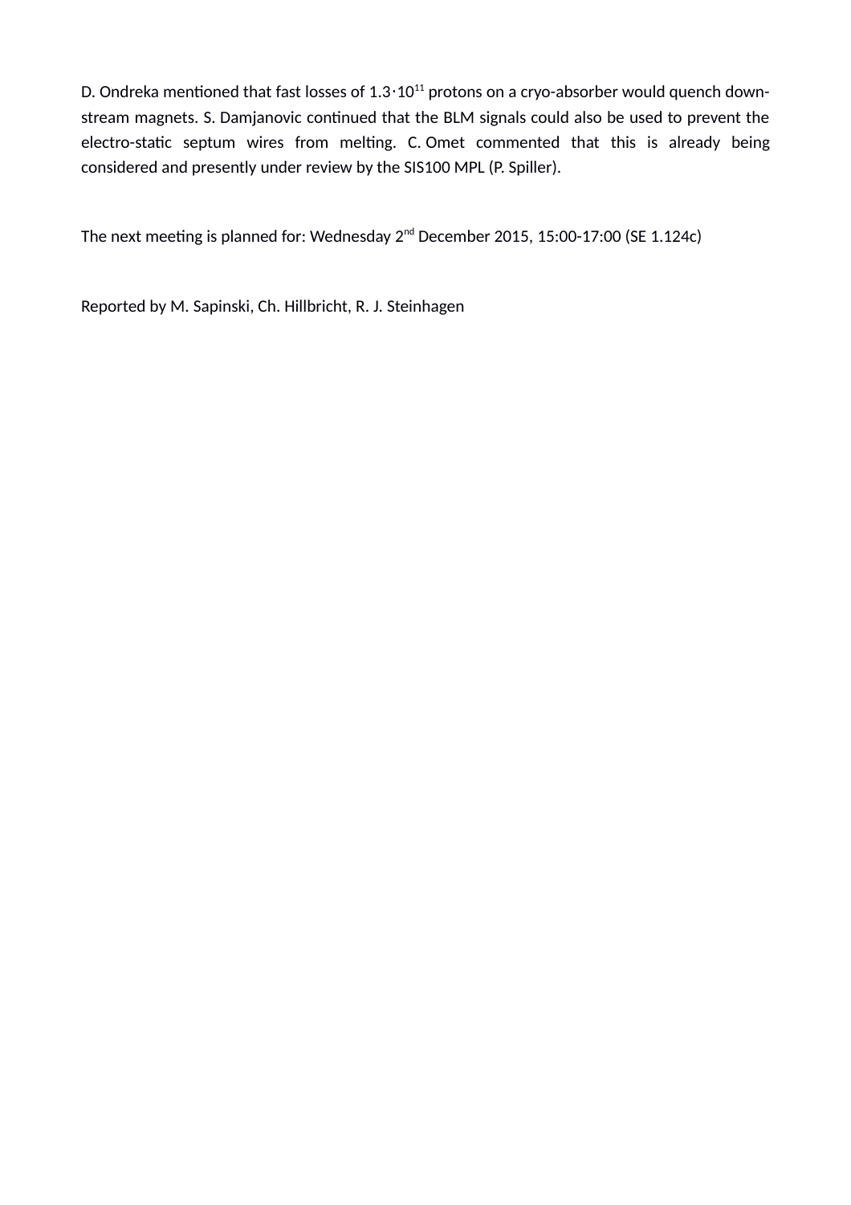D. Ondreka mentioned that fast losses of $1.3 \cdot 10^{11}$ protons on a cryo-absorber would quench down-stream magnets. S. Damjanovic continued that the BLM signals could also be used to prevent the electro-static septum wires from melting. C. Omet commented that this is already being considered and presently under review by the SIS100 MPL (P. Spiller).

The next meeting is planned for: Wednesday 2$^{nd}$ December 2015, 15:00-17:00 (SE 1.124c)

Reported by M. Sapinski, Ch. Hillbricht, R. J. Steinhagen